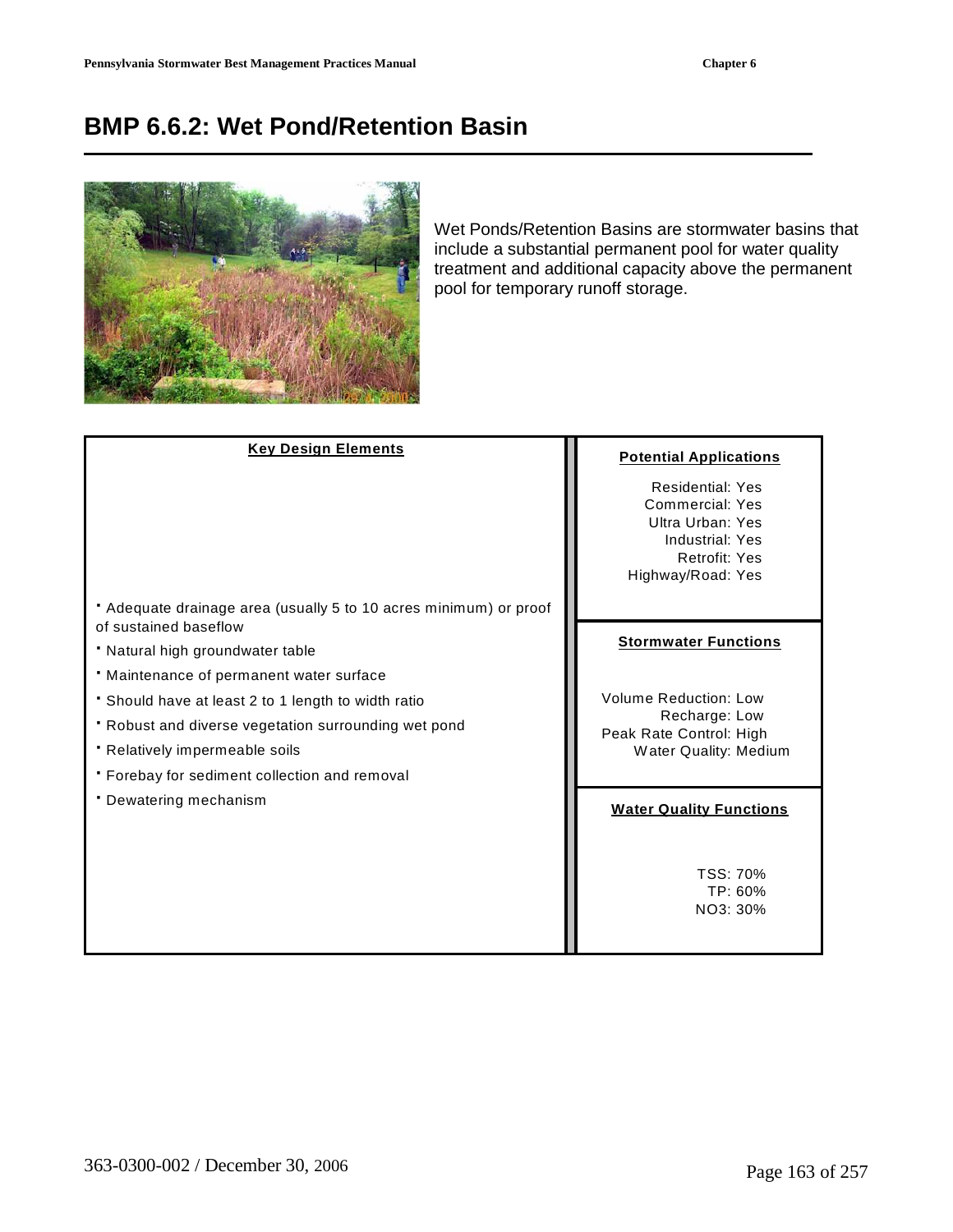# BMP 6.6.2: Wet Pond/Retention Basin

Wet Ponds/Retention Basins are stormwater basins that include a substantial permanent pool for water quality treatment and additional capacity above the permanent pool for temporary runoff storage.

| Key Design Elements | Potential Applications |
|---|---|
| - Adequate drainage area (usually 5 to 10 acres minimum) or proof of sustained baseflow<br>- Natural high groundwater table<br>- Maintenance of permanent water surface<br>- Should have at least 2 to 1 length to width ratio<br>- Robust and diverse vegetation surrounding wet pond<br>- Relatively impermeable soils<br>- Forebay for sediment collection and removal<br>- Dewatering mechanism | Residential: Yes<br>Commercial: Yes<br>Ultra Urban: Yes<br>Industrial: Yes<br>Retrofit: Yes<br>Highway/Road: Yes |
| | **Stormwater Functions**<br>Volume Reduction: Low<br>Recharge: Low<br>Peak Rate Control: High<br>Water Quality: Medium |
| | **Water Quality Functions**<br>TSS: 70%<br>TP: 60%<br>NO3: 30% |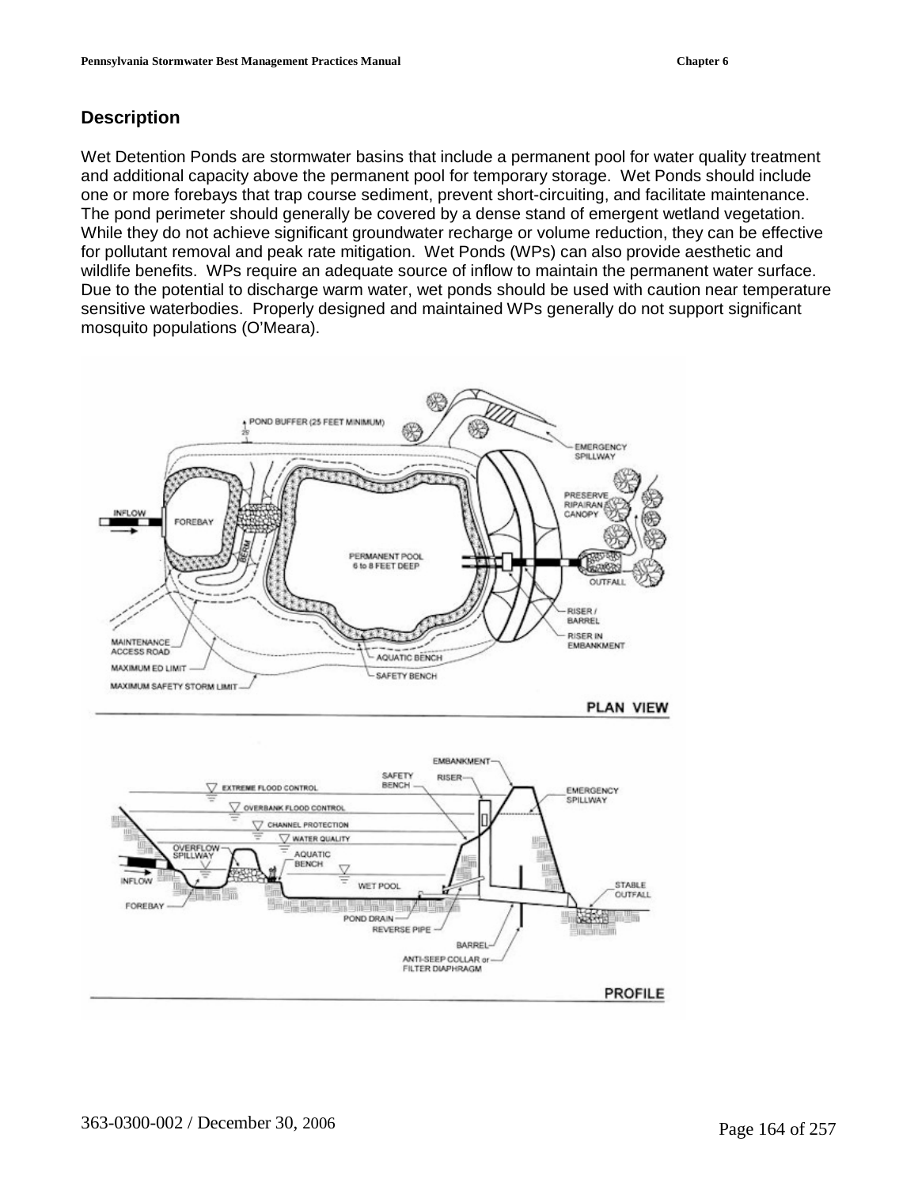## Description

Wet Detention Ponds are stormwater basins that include a permanent pool for water quality treatment and additional capacity above the permanent pool for temporary storage. Wet Ponds should include one or more forebays that trap course sediment, prevent short-circuiting, and facilitate maintenance. The pond perimeter should generally be covered by a dense stand of emergent wetland vegetation. While they do not achieve significant groundwater recharge or volume reduction, they can be effective for pollutant removal and peak rate mitigation. Wet Ponds (WPs) can also provide aesthetic and wildlife benefits. WPs require an adequate source of inflow to maintain the permanent water surface. Due to the potential to discharge warm water, wet ponds should be used with caution near temperature sensitive waterbodies. Properly designed and maintained WPs generally do not support significant mosquito populations (O'Meara).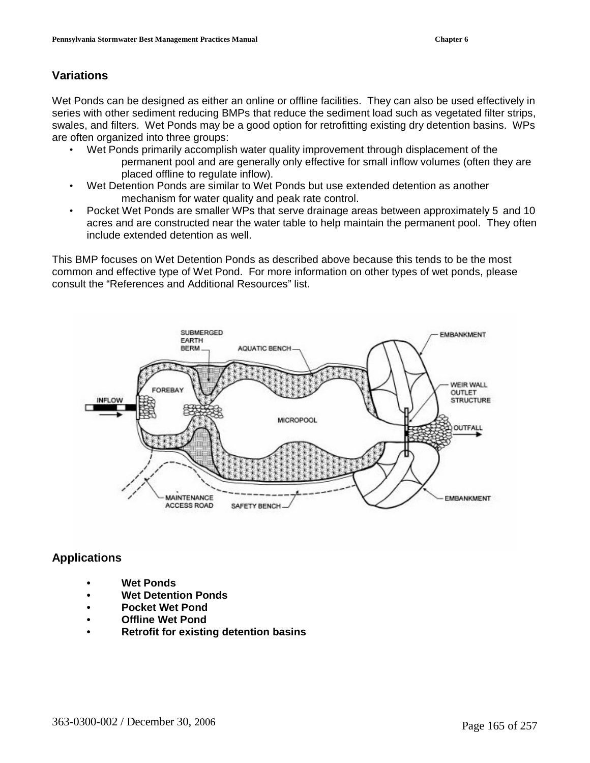## Variations

Wet Ponds can be designed as either an online or offline facilities. They can also be used effectively in series with other sediment reducing BMPs that reduce the sediment load such as vegetated filter strips, swales, and filters. Wet Ponds may be a good option for retrofitting existing dry detention basins. WPs are often organized into three groups:

- Wet Ponds primarily accomplish water quality improvement through displacement of the permanent pool and are generally only effective for small inflow volumes (often they are placed offline to regulate inflow).
- Wet Detention Ponds are similar to Wet Ponds but use extended detention as another mechanism for water quality and peak rate control.
- Pocket Wet Ponds are smaller WPs that serve drainage areas between approximately 5 and 10 acres and are constructed near the water table to help maintain the permanent pool. They often include extended detention as well.

This BMP focuses on Wet Detention Ponds as described above because this tends to be the most common and effective type of Wet Pond. For more information on other types of wet ponds, please consult the "References and Additional Resources" list.

## Applications

- **Wet Ponds**
- **Wet Detention Ponds**
- **Pocket Wet Pond**
- **Offline Wet Pond**
- **Retrofit for existing detention basins**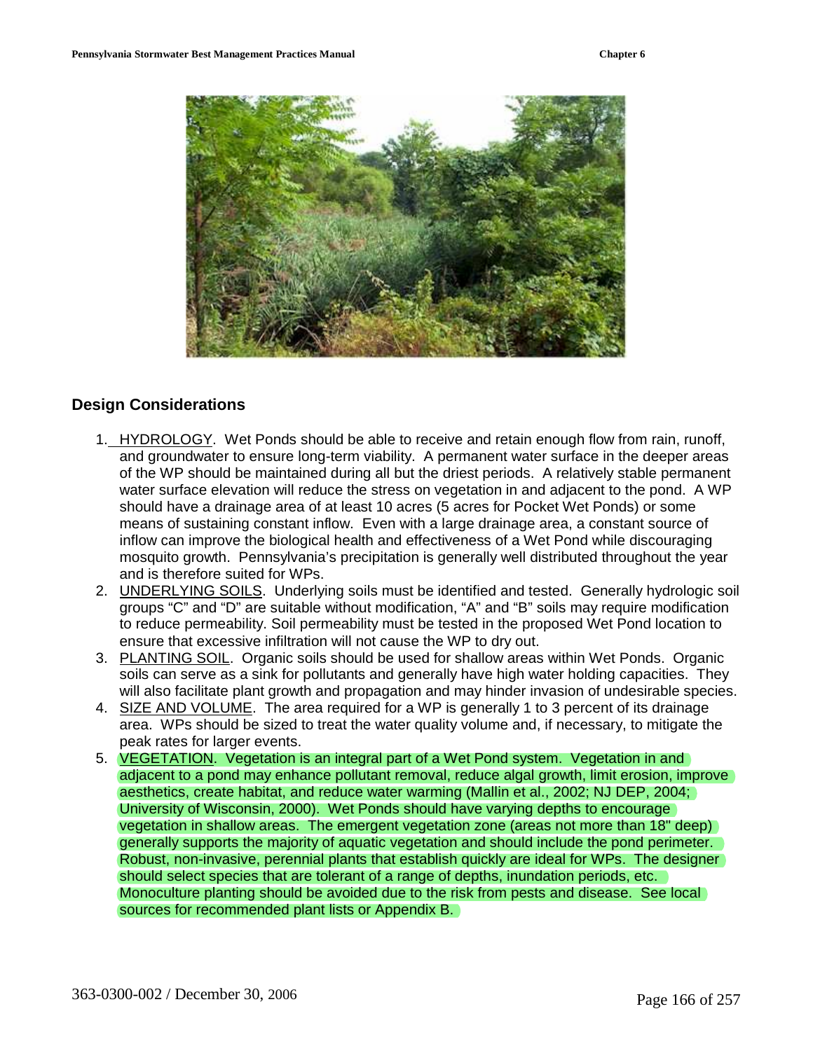## Design Considerations

1. HYDROLOGY. Wet Ponds should be able to receive and retain enough flow from rain, runoff, and groundwater to ensure long-term viability. A permanent water surface in the deeper areas of the WP should be maintained during all but the driest periods. A relatively stable permanent water surface elevation will reduce the stress on vegetation in and adjacent to the pond. A WP should have a drainage area of at least 10 acres (5 acres for Pocket Wet Ponds) or some means of sustaining constant inflow. Even with a large drainage area, a constant source of inflow can improve the biological health and effectiveness of a Wet Pond while discouraging mosquito growth. Pennsylvania's precipitation is generally well distributed throughout the year and is therefore suited for WPs.
2. UNDERLYING SOILS. Underlying soils must be identified and tested. Generally hydrologic soil groups "C" and "D" are suitable without modification, "A" and "B" soils may require modification to reduce permeability. Soil permeability must be tested in the proposed Wet Pond location to ensure that excessive infiltration will not cause the WP to dry out.
3. PLANTING SOIL. Organic soils should be used for shallow areas within Wet Ponds. Organic soils can serve as a sink for pollutants and generally have high water holding capacities. They will also facilitate plant growth and propagation and may hinder invasion of undesirable species.
4. SIZE AND VOLUME. The area required for a WP is generally 1 to 3 percent of its drainage area. WPs should be sized to treat the water quality volume and, if necessary, to mitigate the peak rates for larger events.
5. VEGETATION. Vegetation is an integral part of a Wet Pond system. Vegetation in and adjacent to a pond may enhance pollutant removal, reduce algal growth, limit erosion, improve aesthetics, create habitat, and reduce water warming (Mallin et al., 2002; NJ DEP, 2004; University of Wisconsin, 2000). Wet Ponds should have varying depths to encourage vegetation in shallow areas. The emergent vegetation zone (areas not more than 18" deep) generally supports the majority of aquatic vegetation and should include the pond perimeter. Robust, non-invasive, perennial plants that establish quickly are ideal for WPs. The designer should select species that are tolerant of a range of depths, inundation periods, etc. Monoculture planting should be avoided due to the risk from pests and disease. See local sources for recommended plant lists or Appendix B.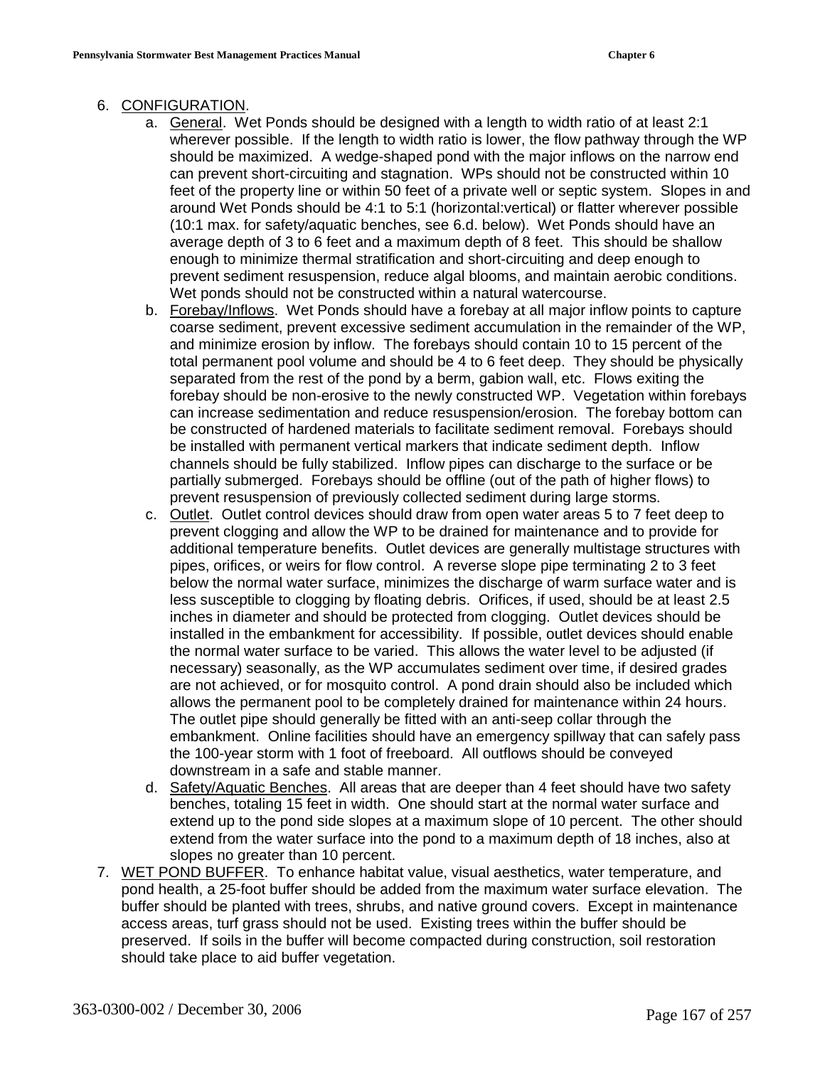6. CONFIGURATION.
    a. General. Wet Ponds should be designed with a length to width ratio of at least 2:1 wherever possible. If the length to width ratio is lower, the flow pathway through the WP should be maximized. A wedge-shaped pond with the major inflows on the narrow end can prevent short-circuiting and stagnation. WPs should not be constructed within 10 feet of the property line or within 50 feet of a private well or septic system. Slopes in and around Wet Ponds should be 4:1 to 5:1 (horizontal:vertical) or flatter wherever possible (10:1 max. for safety/aquatic benches, see 6.d. below). Wet Ponds should have an average depth of 3 to 6 feet and a maximum depth of 8 feet. This should be shallow enough to minimize thermal stratification and short-circuiting and deep enough to prevent sediment resuspension, reduce algal blooms, and maintain aerobic conditions. Wet ponds should not be constructed within a natural watercourse.
    b. Forebay/Inflows. Wet Ponds should have a forebay at all major inflow points to capture coarse sediment, prevent excessive sediment accumulation in the remainder of the WP, and minimize erosion by inflow. The forebays should contain 10 to 15 percent of the total permanent pool volume and should be 4 to 6 feet deep. They should be physically separated from the rest of the pond by a berm, gabion wall, etc. Flows exiting the forebay should be non-erosive to the newly constructed WP. Vegetation within forebays can increase sedimentation and reduce resuspension/erosion. The forebay bottom can be constructed of hardened materials to facilitate sediment removal. Forebays should be installed with permanent vertical markers that indicate sediment depth. Inflow channels should be fully stabilized. Inflow pipes can discharge to the surface or be partially submerged. Forebays should be offline (out of the path of higher flows) to prevent resuspension of previously collected sediment during large storms.
    c. Outlet. Outlet control devices should draw from open water areas 5 to 7 feet deep to prevent clogging and allow the WP to be drained for maintenance and to provide for additional temperature benefits. Outlet devices are generally multistage structures with pipes, orifices, or weirs for flow control. A reverse slope pipe terminating 2 to 3 feet below the normal water surface, minimizes the discharge of warm surface water and is less susceptible to clogging by floating debris. Orifices, if used, should be at least 2.5 inches in diameter and should be protected from clogging. Outlet devices should be installed in the embankment for accessibility. If possible, outlet devices should enable the normal water surface to be varied. This allows the water level to be adjusted (if necessary) seasonally, as the WP accumulates sediment over time, if desired grades are not achieved, or for mosquito control. A pond drain should also be included which allows the permanent pool to be completely drained for maintenance within 24 hours. The outlet pipe should generally be fitted with an anti-seep collar through the embankment. Online facilities should have an emergency spillway that can safely pass the 100-year storm with 1 foot of freeboard. All outflows should be conveyed downstream in a safe and stable manner.
    d. Safety/Aquatic Benches. All areas that are deeper than 4 feet should have two safety benches, totaling 15 feet in width. One should start at the normal water surface and extend up to the pond side slopes at a maximum slope of 10 percent. The other should extend from the water surface into the pond to a maximum depth of 18 inches, also at slopes no greater than 10 percent.
7. WET POND BUFFER. To enhance habitat value, visual aesthetics, water temperature, and pond health, a 25-foot buffer should be added from the maximum water surface elevation. The buffer should be planted with trees, shrubs, and native ground covers. Except in maintenance access areas, turf grass should not be used. Existing trees within the buffer should be preserved. If soils in the buffer will become compacted during construction, soil restoration should take place to aid buffer vegetation.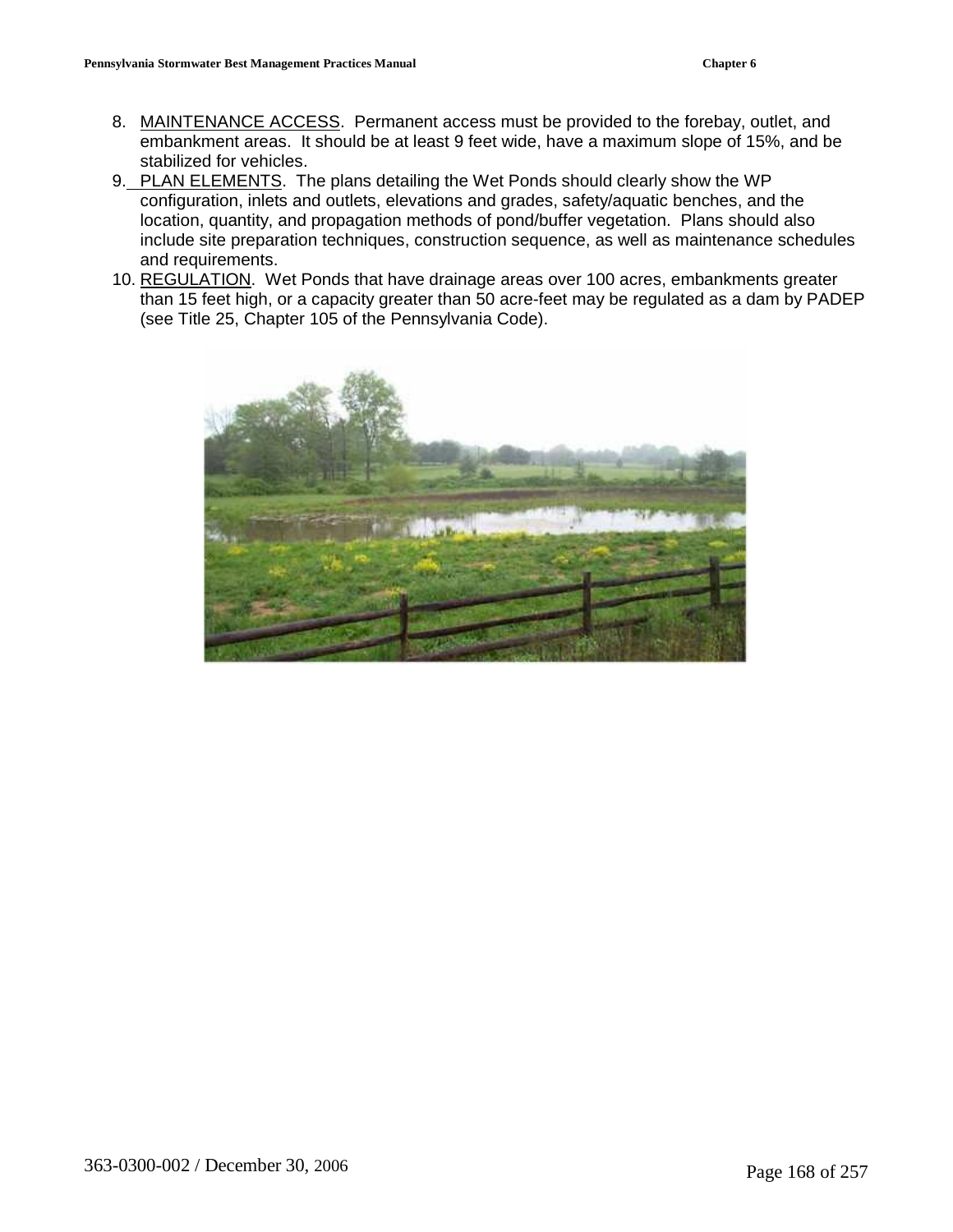8. MAINTENANCE ACCESS. Permanent access must be provided to the forebay, outlet, and embankment areas. It should be at least 9 feet wide, have a maximum slope of 15%, and be stabilized for vehicles.
9. PLAN ELEMENTS. The plans detailing the Wet Ponds should clearly show the WP configuration, inlets and outlets, elevations and grades, safety/aquatic benches, and the location, quantity, and propagation methods of pond/buffer vegetation. Plans should also include site preparation techniques, construction sequence, as well as maintenance schedules and requirements.
10. REGULATION. Wet Ponds that have drainage areas over 100 acres, embankments greater than 15 feet high, or a capacity greater than 50 acre-feet may be regulated as a dam by PADEP (see Title 25, Chapter 105 of the Pennsylvania Code).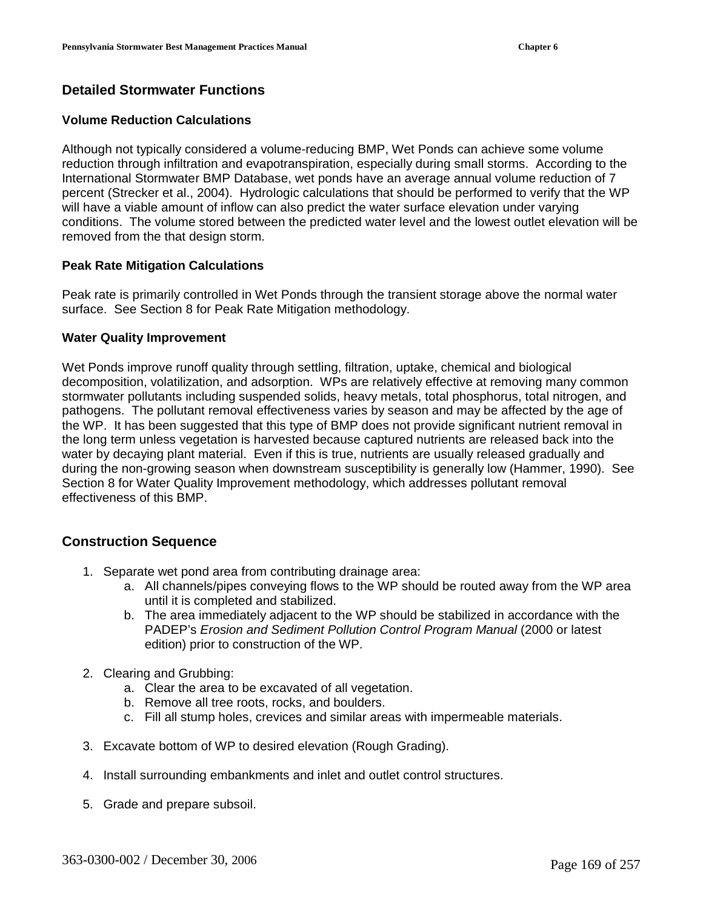## Detailed Stormwater Functions

### Volume Reduction Calculations

Although not typically considered a volume-reducing BMP, Wet Ponds can achieve some volume reduction through infiltration and evapotranspiration, especially during small storms. According to the International Stormwater BMP Database, wet ponds have an average annual volume reduction of 7 percent (Strecker et al., 2004). Hydrologic calculations that should be performed to verify that the WP will have a viable amount of inflow can also predict the water surface elevation under varying conditions. The volume stored between the predicted water level and the lowest outlet elevation will be removed from the that design storm.

### Peak Rate Mitigation Calculations

Peak rate is primarily controlled in Wet Ponds through the transient storage above the normal water surface. See Section 8 for Peak Rate Mitigation methodology.

### Water Quality Improvement

Wet Ponds improve runoff quality through settling, filtration, uptake, chemical and biological decomposition, volatilization, and adsorption. WPs are relatively effective at removing many common stormwater pollutants including suspended solids, heavy metals, total phosphorus, total nitrogen, and pathogens. The pollutant removal effectiveness varies by season and may be affected by the age of the WP. It has been suggested that this type of BMP does not provide significant nutrient removal in the long term unless vegetation is harvested because captured nutrients are released back into the water by decaying plant material. Even if this is true, nutrients are usually released gradually and during the non-growing season when downstream susceptibility is generally low (Hammer, 1990). See Section 8 for Water Quality Improvement methodology, which addresses pollutant removal effectiveness of this BMP.

## Construction Sequence

1. Separate wet pond area from contributing drainage area:
    a. All channels/pipes conveying flows to the WP should be routed away from the WP area until it is completed and stabilized.
    b. The area immediately adjacent to the WP should be stabilized in accordance with the PADEP's *Erosion and Sediment Pollution Control Program Manual* (2000 or latest edition) prior to construction of the WP.

2. Clearing and Grubbing:
    a. Clear the area to be excavated of all vegetation.
    b. Remove all tree roots, rocks, and boulders.
    c. Fill all stump holes, crevices and similar areas with impermeable materials.

3. Excavate bottom of WP to desired elevation (Rough Grading).

4. Install surrounding embankments and inlet and outlet control structures.

5. Grade and prepare subsoil.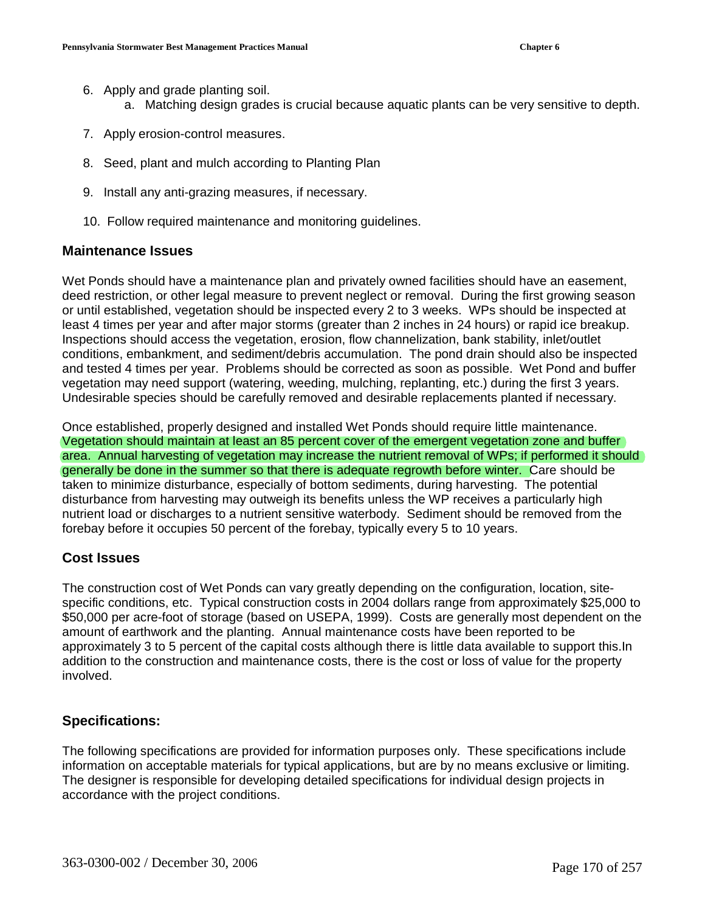6. Apply and grade planting soil.
    a. Matching design grades is crucial because aquatic plants can be very sensitive to depth.

7. Apply erosion-control measures.

8. Seed, plant and mulch according to Planting Plan

9. Install any anti-grazing measures, if necessary.

10. Follow required maintenance and monitoring guidelines.

### Maintenance Issues

Wet Ponds should have a maintenance plan and privately owned facilities should have an easement, deed restriction, or other legal measure to prevent neglect or removal. During the first growing season or until established, vegetation should be inspected every 2 to 3 weeks. WPs should be inspected at least 4 times per year and after major storms (greater than 2 inches in 24 hours) or rapid ice breakup. Inspections should access the vegetation, erosion, flow channelization, bank stability, inlet/outlet conditions, embankment, and sediment/debris accumulation. The pond drain should also be inspected and tested 4 times per year. Problems should be corrected as soon as possible. Wet Pond and buffer vegetation may need support (watering, weeding, mulching, replanting, etc.) during the first 3 years. Undesirable species should be carefully removed and desirable replacements planted if necessary.

Once established, properly designed and installed Wet Ponds should require little maintenance. Vegetation should maintain at least an 85 percent cover of the emergent vegetation zone and buffer area. Annual harvesting of vegetation may increase the nutrient removal of WPs; if performed it should generally be done in the summer so that there is adequate regrowth before winter. Care should be taken to minimize disturbance, especially of bottom sediments, during harvesting. The potential disturbance from harvesting may outweigh its benefits unless the WP receives a particularly high nutrient load or discharges to a nutrient sensitive waterbody. Sediment should be removed from the forebay before it occupies 50 percent of the forebay, typically every 5 to 10 years.

### Cost Issues

The construction cost of Wet Ponds can vary greatly depending on the configuration, location, site-specific conditions, etc. Typical construction costs in 2004 dollars range from approximately $25,000 to $50,000 per acre-foot of storage (based on USEPA, 1999). Costs are generally most dependent on the amount of earthwork and the planting. Annual maintenance costs have been reported to be approximately 3 to 5 percent of the capital costs although there is little data available to support this.In addition to the construction and maintenance costs, there is the cost or loss of value for the property involved.

### Specifications:

The following specifications are provided for information purposes only. These specifications include information on acceptable materials for typical applications, but are by no means exclusive or limiting. The designer is responsible for developing detailed specifications for individual design projects in accordance with the project conditions.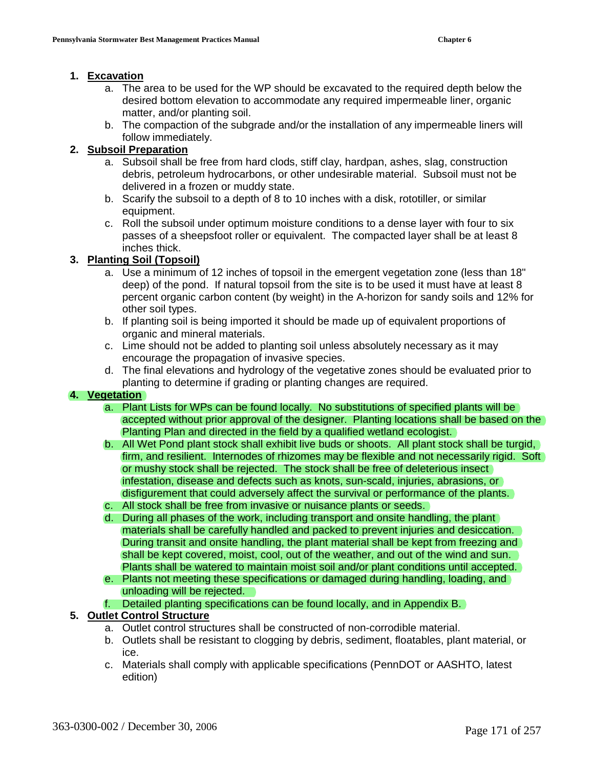1. **Excavation**
    a. The area to be used for the WP should be excavated to the required depth below the desired bottom elevation to accommodate any required impermeable liner, organic matter, and/or planting soil.
    b. The compaction of the subgrade and/or the installation of any impermeable liners will follow immediately.
2. **Subsoil Preparation**
    a. Subsoil shall be free from hard clods, stiff clay, hardpan, ashes, slag, construction debris, petroleum hydrocarbons, or other undesirable material. Subsoil must not be delivered in a frozen or muddy state.
    b. Scarify the subsoil to a depth of 8 to 10 inches with a disk, rototiller, or similar equipment.
    c. Roll the subsoil under optimum moisture conditions to a dense layer with four to six passes of a sheepsfoot roller or equivalent. The compacted layer shall be at least 8 inches thick.
3. **Planting Soil (Topsoil)**
    a. Use a minimum of 12 inches of topsoil in the emergent vegetation zone (less than 18" deep) of the pond. If natural topsoil from the site is to be used it must have at least 8 percent organic carbon content (by weight) in the A-horizon for sandy soils and 12% for other soil types.
    b. If planting soil is being imported it should be made up of equivalent proportions of organic and mineral materials.
    c. Lime should not be added to planting soil unless absolutely necessary as it may encourage the propagation of invasive species.
    d. The final elevations and hydrology of the vegetative zones should be evaluated prior to planting to determine if grading or planting changes are required.
4. **Vegetation**
    a. Plant Lists for WPs can be found locally. No substitutions of specified plants will be accepted without prior approval of the designer. Planting locations shall be based on the Planting Plan and directed in the field by a qualified wetland ecologist.
    b. All Wet Pond plant stock shall exhibit live buds or shoots. All plant stock shall be turgid, firm, and resilient. Internodes of rhizomes may be flexible and not necessarily rigid. Soft or mushy stock shall be rejected. The stock shall be free of deleterious insect infestation, disease and defects such as knots, sun-scald, injuries, abrasions, or disfigurement that could adversely affect the survival or performance of the plants.
    c. All stock shall be free from invasive or nuisance plants or seeds.
    d. During all phases of the work, including transport and onsite handling, the plant materials shall be carefully handled and packed to prevent injuries and desiccation. During transit and onsite handling, the plant material shall be kept from freezing and shall be kept covered, moist, cool, out of the weather, and out of the wind and sun. Plants shall be watered to maintain moist soil and/or plant conditions until accepted.
    e. Plants not meeting these specifications or damaged during handling, loading, and unloading will be rejected.
    f. Detailed planting specifications can be found locally, and in Appendix B.
5. **Outlet Control Structure**
    a. Outlet control structures shall be constructed of non-corrodible material.
    b. Outlets shall be resistant to clogging by debris, sediment, floatables, plant material, or ice.
    c. Materials shall comply with applicable specifications (PennDOT or AASHTO, latest edition)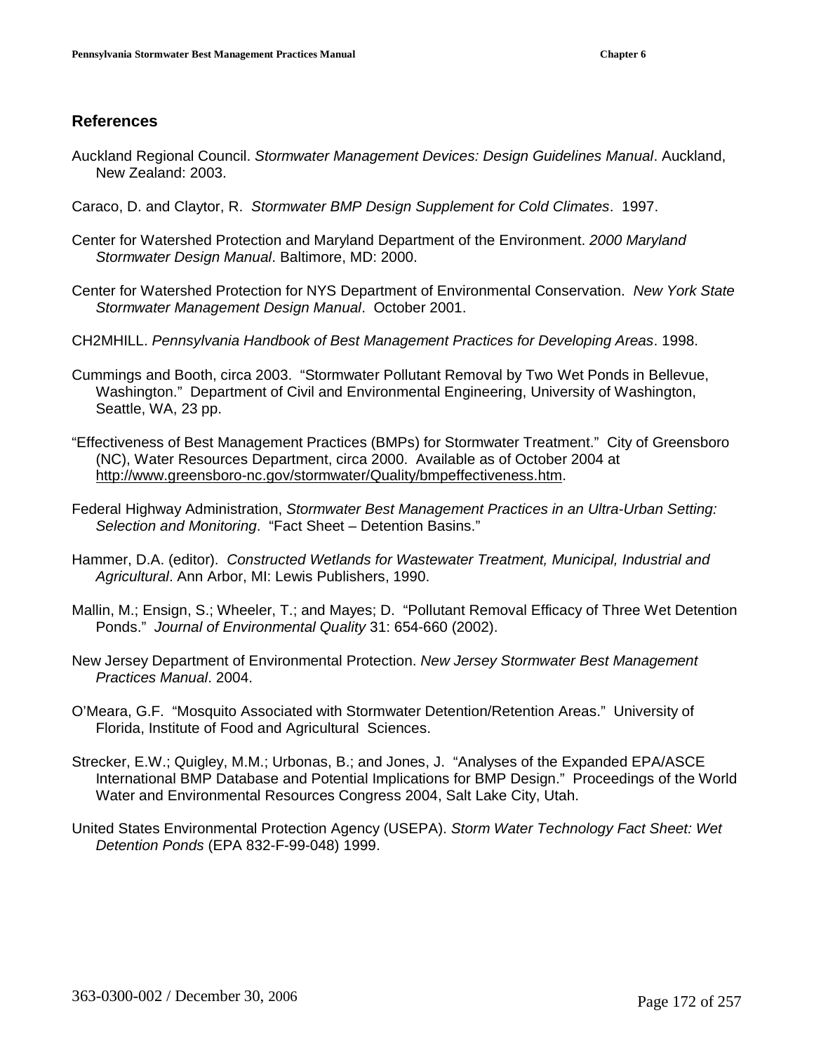## References

Auckland Regional Council. *Stormwater Management Devices: Design Guidelines Manual*. Auckland, New Zealand: 2003.

Caraco, D. and Claytor, R. *Stormwater BMP Design Supplement for Cold Climates*. 1997.

Center for Watershed Protection and Maryland Department of the Environment. *2000 Maryland Stormwater Design Manual*. Baltimore, MD: 2000.

Center for Watershed Protection for NYS Department of Environmental Conservation. *New York State Stormwater Management Design Manual*. October 2001.

CH2MHILL. *Pennsylvania Handbook of Best Management Practices for Developing Areas*. 1998.

Cummings and Booth, circa 2003. "Stormwater Pollutant Removal by Two Wet Ponds in Bellevue, Washington." Department of Civil and Environmental Engineering, University of Washington, Seattle, WA, 23 pp.

"Effectiveness of Best Management Practices (BMPs) for Stormwater Treatment." City of Greensboro (NC), Water Resources Department, circa 2000. Available as of October 2004 at http://www.greensboro-nc.gov/stormwater/Quality/bmpeffectiveness.htm.

Federal Highway Administration, *Stormwater Best Management Practices in an Ultra-Urban Setting: Selection and Monitoring*. "Fact Sheet – Detention Basins."

Hammer, D.A. (editor). *Constructed Wetlands for Wastewater Treatment, Municipal, Industrial and Agricultural*. Ann Arbor, MI: Lewis Publishers, 1990.

Mallin, M.; Ensign, S.; Wheeler, T.; and Mayes; D. "Pollutant Removal Efficacy of Three Wet Detention Ponds." *Journal of Environmental Quality* 31: 654-660 (2002).

New Jersey Department of Environmental Protection. *New Jersey Stormwater Best Management Practices Manual*. 2004.

O'Meara, G.F. "Mosquito Associated with Stormwater Detention/Retention Areas." University of Florida, Institute of Food and Agricultural Sciences.

Strecker, E.W.; Quigley, M.M.; Urbonas, B.; and Jones, J. "Analyses of the Expanded EPA/ASCE International BMP Database and Potential Implications for BMP Design." Proceedings of the World Water and Environmental Resources Congress 2004, Salt Lake City, Utah.

United States Environmental Protection Agency (USEPA). *Storm Water Technology Fact Sheet: Wet Detention Ponds* (EPA 832-F-99-048) 1999.